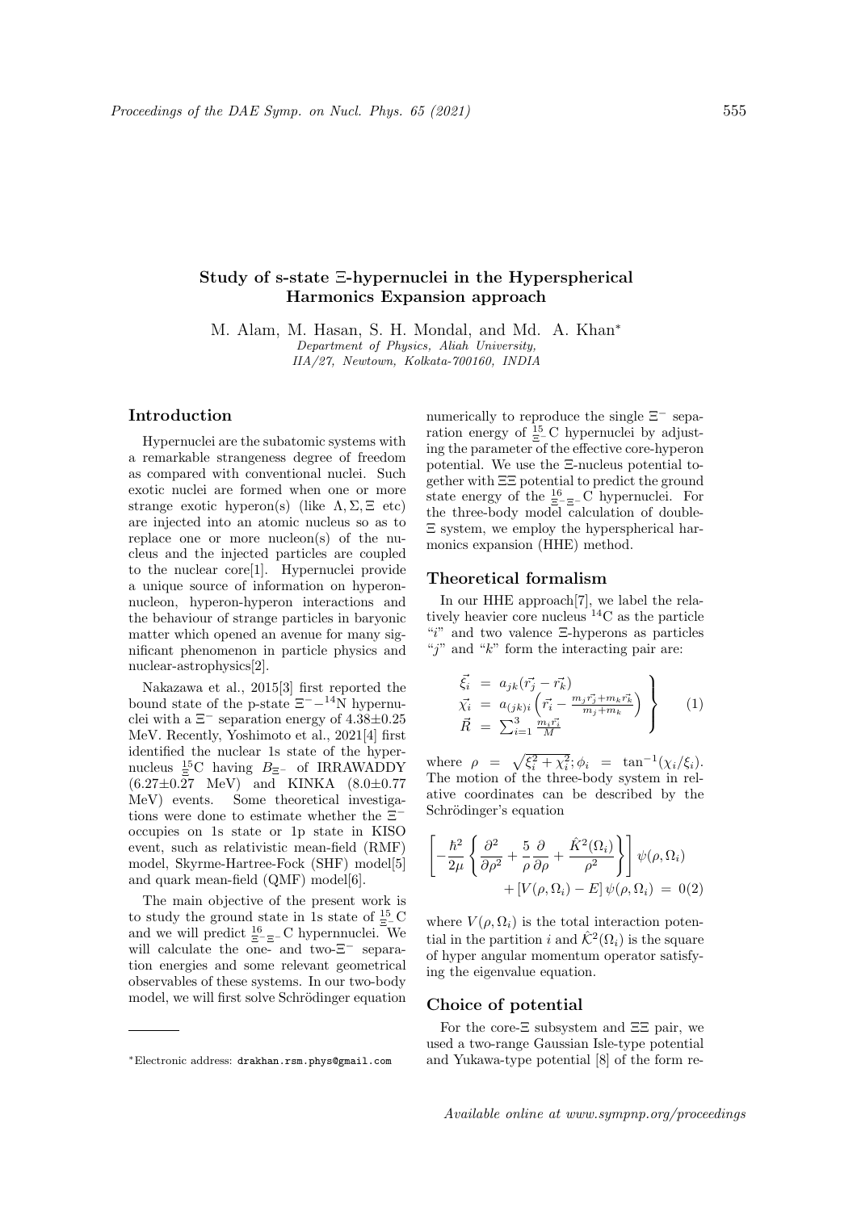## Study of s-state Ξ-hypernuclei in the Hyperspherical Harmonics Expansion approach

M. Alam, M. Hasan, S. H. Mondal, and Md. A. Khan*

*Department of Physics, Aliah University, IIA/27, Newtown, Kolkata-700160, INDIA*

### Introduction

Hypernuclei are the subatomic systems with a remarkable strangeness degree of freedom as compared with conventional nuclei. Such exotic nuclei are formed when one or more strange exotic hyperon(s) (like $\Lambda, \Sigma, \Xi$ etc) are injected into an atomic nucleus so as to replace one or more nucleon(s) of the nucleus and the injected particles are coupled to the nuclear core[1]. Hypernuclei provide a unique source of information on hyperon-nucleon, hyperon-hyperon interactions and the behaviour of strange particles in baryonic matter which opened an avenue for many significant phenomenon in particle physics and nuclear-astrophysics[2].

Nakazawa et al., 2015[3] first reported the bound state of the p-state $\Xi^- -{}^{14}$N hypernuclei with a $\Xi^-$ separation energy of 4.38±0.25 MeV. Recently, Yoshimoto et al., 2021[4] first identified the nuclear 1s state of the hypernucleus ${}^{15}_{\Xi}$C having $B_{\Xi^-}$ of IRRAWADDY (6.27±0.27 MeV) and KINKA (8.0±0.77 MeV) events. Some theoretical investigations were done to estimate whether the $\Xi^-$ occupies on 1s state or 1p state in KISO event, such as relativistic mean-field (RMF) model, Skyrme-Hartree-Fock (SHF) model[5] and quark mean-field (QMF) model[6].

The main objective of the present work is to study the ground state in 1s state of ${}^{15}_{\Xi^-}$C and we will predict ${}^{16}_{\Xi^-\Xi^-}$C hypernnuclei. We will calculate the one- and two-$\Xi^-$ separation energies and some relevant geometrical observables of these systems. In our two-body model, we will first solve Schrödinger equation numerically to reproduce the single $\Xi^-$ separation energy of ${}^{15}_{\Xi^-}$C hypernuclei by adjusting the parameter of the effective core-hyperon potential. We use the Ξ-nucleus potential together with ΞΞ potential to predict the ground state energy of the ${}^{16}_{\Xi^-\Xi^-}$C hypernuclei. For the three-body model calculation of double-Ξ system, we employ the hyperspherical harmonics expansion (HHE) method.

### Theoretical formalism

In our HHE approach[7], we label the relatively heavier core nucleus $^{14}$C as the particle "$i$" and two valence Ξ-hyperons as particles "$j$" and "$k$" form the interacting pair are:

$$\left.\begin{array}{rcl} \vec{\xi_i} &=& a_{jk}(\vec{r_j} - \vec{r_k}) \\ \vec{\chi_i} &=& a_{(jk)i}\left(\vec{r_i} - \frac{m_j\vec{r_j} + m_k\vec{r_k}}{m_j + m_k}\right) \\ \vec{R} &=& \sum_{i=1}^{3} \frac{m_i\vec{r_i}}{M} \end{array}\right\} \quad (1)$$

where $\rho = \sqrt{\xi_i^2 + \chi_i^2}$; $\phi_i = \tan^{-1}(\chi_i/\xi_i)$. The motion of the three-body system in relative coordinates can be described by the Schrödinger's equation

$$\left[-\frac{\hbar^2}{2\mu}\left\{\frac{\partial^2}{\partial\rho^2} + \frac{5}{\rho}\frac{\partial}{\partial\rho} + \frac{\hat{K}^2(\Omega_i)}{\rho^2}\right\}\right]\psi(\rho,\Omega_i) + \left[V(\rho,\Omega_i) - E\right]\psi(\rho,\Omega_i) = 0 \quad (2)$$

where $V(\rho,\Omega_i)$ is the total interaction potential in the partition $i$ and $\hat{\mathcal{K}}^2(\Omega_i)$ is the square of hyper angular momentum operator satisfying the eigenvalue equation.

### Choice of potential

For the core-Ξ subsystem and ΞΞ pair, we used a two-range Gaussian Isle-type potential and Yukawa-type potential [8] of the form re-

*Electronic address: drakhan.rsm.phys@gmail.com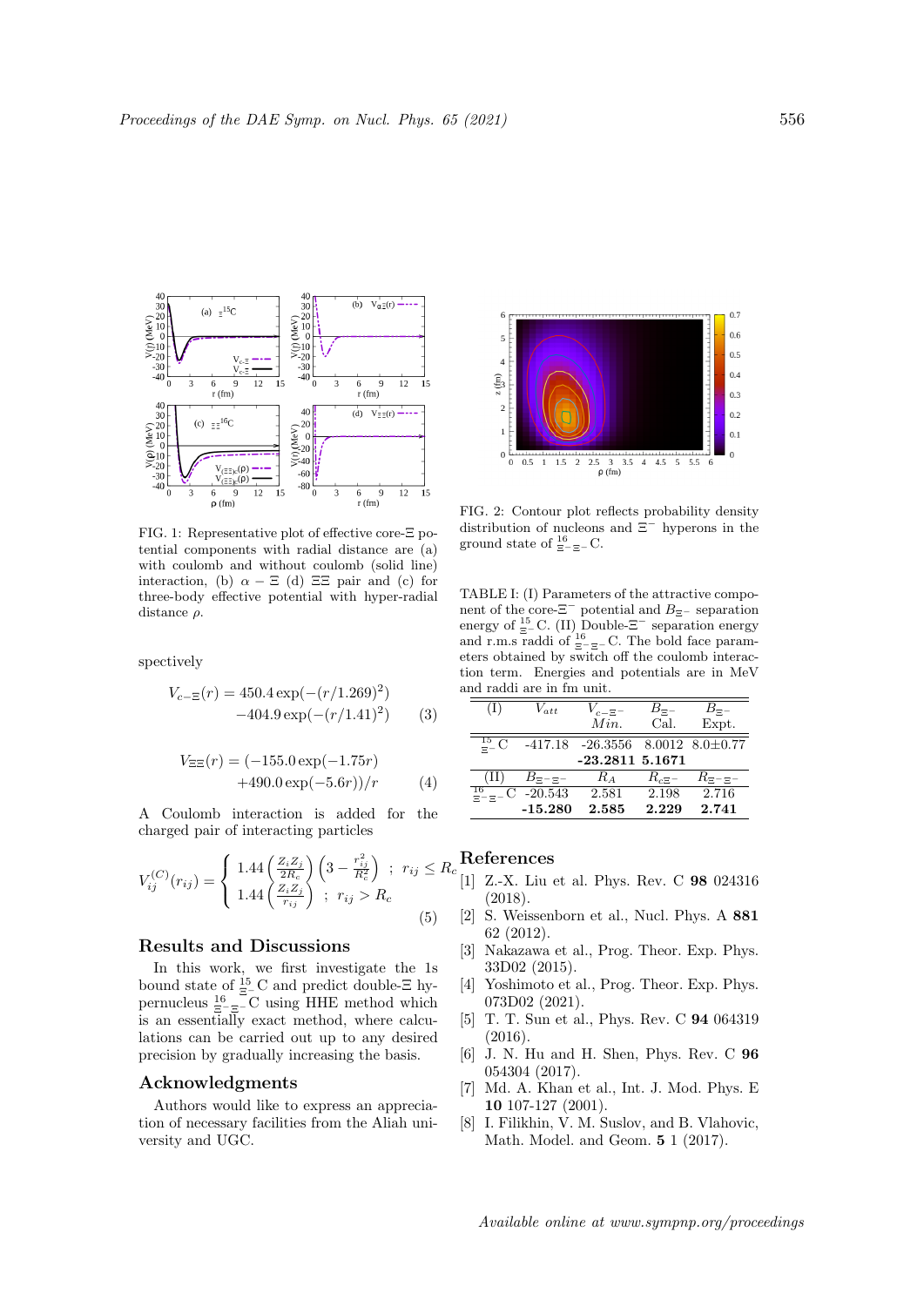(a) $_{\Xi}{}^{15}$C

$V_{c-\Xi}$

$V_{c-\Xi}$

V(r) (MeV)

r (fm)

(b) $V_{\alpha\Xi}(r)$

V(r) (MeV)

r (fm)

(c) $_{\Xi\Xi}{}^{16}$C

$V_{(\Xi\Xi)c}(\rho)$

$V_{(\Xi\Xi)c}(\rho)$

V(ρ) (MeV)

ρ (fm)

(d) $V_{\Xi\Xi}(r)$

V(r) (MeV)

r (fm)

FIG. 1: Representative plot of effective core-Ξ potential components with radial distance are (a) with coulomb and without coulomb (solid line) interaction, (b) $\alpha - \Xi$ (d) ΞΞ pair and (c) for three-body effective potential with hyper-radial distance $\rho$.

spectively

$$V_{c-\Xi}(r) = 450.4 \exp(-(r/1.269)^2) \\ -404.9 \exp(-(r/1.41)^2) \quad (3)$$

$$V_{\Xi\Xi}(r) = (-155.0 \exp(-1.75r) \\ +490.0 \exp(-5.6r))/r \quad (4)$$

A Coulomb interaction is added for the charged pair of interacting particles

$$V_{ij}^{(C)}(r_{ij}) = \begin{cases} 1.44 \left(\frac{Z_i Z_j}{2R_c}\right)\left(3 - \frac{r_{ij}^2}{R_c^2}\right) \ ; \ r_{ij} \leq R_c \\ 1.44 \left(\frac{Z_i Z_j}{r_{ij}}\right) \ ; \ r_{ij} > R_c \end{cases} \quad (5)$$

## Results and Discussions

In this work, we first investigate the 1s bound state of $^{15}_{\Xi^-}$C and predict double-Ξ hypernucleus $^{16}_{\Xi^-\Xi^-}$C using HHE method which is an essentially exact method, where calculations can be carried out up to any desired precision by gradually increasing the basis.

## Acknowledgments

Authors would like to express an appreciation of necessary facilities from the Aliah university and UGC.

z (fm)

ρ (fm)

FIG. 2: Contour plot reflects probability density distribution of nucleons and $\Xi^-$ hyperons in the ground state of $^{16}_{\Xi^-\Xi^-}$C.

TABLE I: (I) Parameters of the attractive component of the core-$\Xi^-$ potential and $B_{\Xi^-}$ separation energy of $^{15}_{\Xi^-}$C. (II) Double-$\Xi^-$ separation energy and r.m.s raddi of $^{16}_{\Xi^-\Xi^-}$C. The bold face parameters obtained by switch off the coulomb interaction term. Energies and potentials are in MeV and raddi are in fm unit.

| (I) | $V_{att}$ | $V_{c-\Xi^-}$ *Min.* | $B_{\Xi^-}$ Cal. | $B_{\Xi^-}$ Expt. |
|---|---|---|---|---|
| $^{15}_{\Xi^-}$C | -417.18 | -26.3556 | 8.0012 | 8.0±0.77 |
| | | **-23.2811** | **5.1671** | |
| (II) | $B_{\Xi^-\Xi^-}$ | $R_A$ | $R_{c\Xi^-}$ | $R_{\Xi^-\Xi^-}$ |
| $^{16}_{\Xi^-\Xi^-}$C | -20.543 | 2.581 | 2.198 | 2.716 |
| | **-15.280** | **2.585** | **2.229** | **2.741** |

## References

[1] Z.-X. Liu et al. Phys. Rev. C **98** 024316 (2018).

[2] S. Weissenborn et al., Nucl. Phys. A **881** 62 (2012).

[3] Nakazawa et al., Prog. Theor. Exp. Phys. 33D02 (2015).

[4] Yoshimoto et al., Prog. Theor. Exp. Phys. 073D02 (2021).

[5] T. T. Sun et al., Phys. Rev. C **94** 064319 (2016).

[6] J. N. Hu and H. Shen, Phys. Rev. C **96** 054304 (2017).

[7] Md. A. Khan et al., Int. J. Mod. Phys. E **10** 107-127 (2001).

[8] I. Filikhin, V. M. Suslov, and B. Vlahovic, Math. Model. and Geom. **5** 1 (2017).